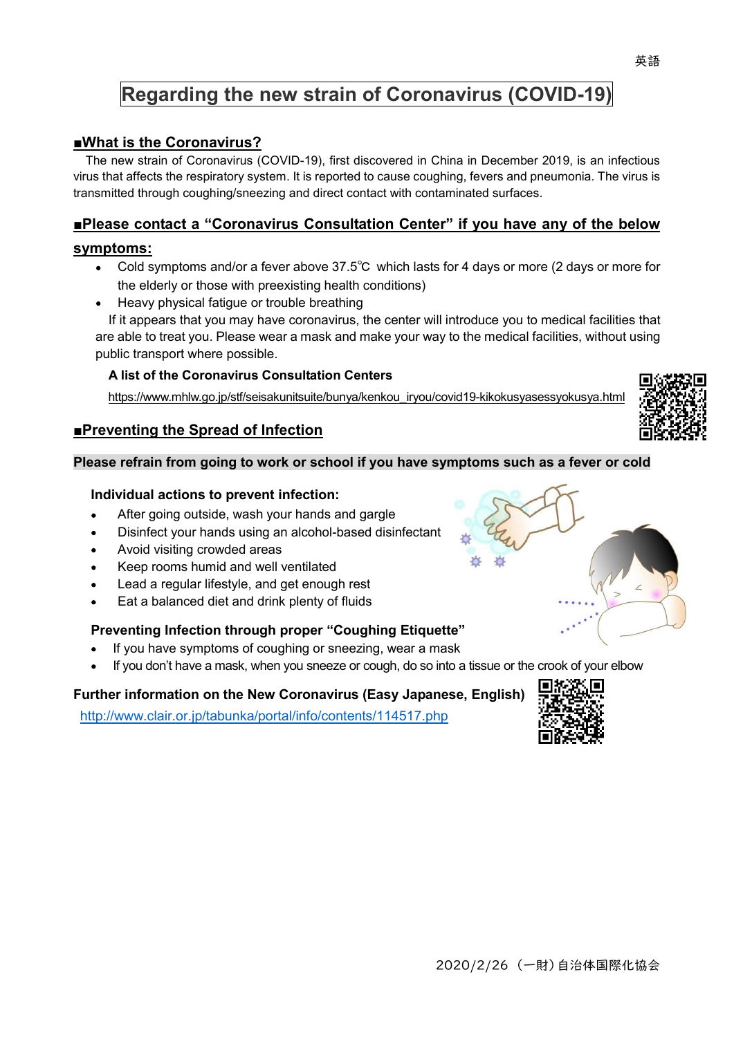英語

# Regarding the new strain of Coronavirus (COVID-19)

## ■What is the Coronavirus?

The new strain of Coronavirus (COVID-19), first discovered in China in December 2019, is an infectious virus that affects the respiratory system. It is reported to cause coughing, fevers and pneumonia. The virus is transmitted through coughing/sneezing and direct contact with contaminated surfaces.

## ■Please contact a "Coronavirus Consultation Center" if you have any of the below symptoms:

- Cold symptoms and/or a fever above 37.5℃ which lasts for 4 days or more (2 days or more for the elderly or those with preexisting health conditions)
- Heavy physical fatigue or trouble breathing

If it appears that you may have coronavirus, the center will introduce you to medical facilities that are able to treat you. Please wear a mask and make your way to the medical facilities, without using public transport where possible.

**A list of the Coronavirus Consultation Centers**

https://www.mhlw.go.jp/stf/seisakunitsuite/bunya/kenkou_iryou/covid19-kikokusyasessyokusya.html

## ■Preventing the Spread of Infection

**Please refrain from going to work or school if you have symptoms such as a fever or cold**

**Individual actions to prevent infection:**

- After going outside, wash your hands and gargle
- Disinfect your hands using an alcohol-based disinfectant
- Avoid visiting crowded areas
- Keep rooms humid and well ventilated
- Lead a regular lifestyle, and get enough rest
- Eat a balanced diet and drink plenty of fluids

**Preventing Infection through proper "Coughing Etiquette"**

- If you have symptoms of coughing or sneezing, wear a mask
- If you don't have a mask, when you sneeze or cough, do so into a tissue or the crook of your elbow

**Further information on the New Coronavirus (Easy Japanese, English)**

http://www.clair.or.jp/tabunka/portal/info/contents/114517.php

2020/2/26（一財）自治体国際化協会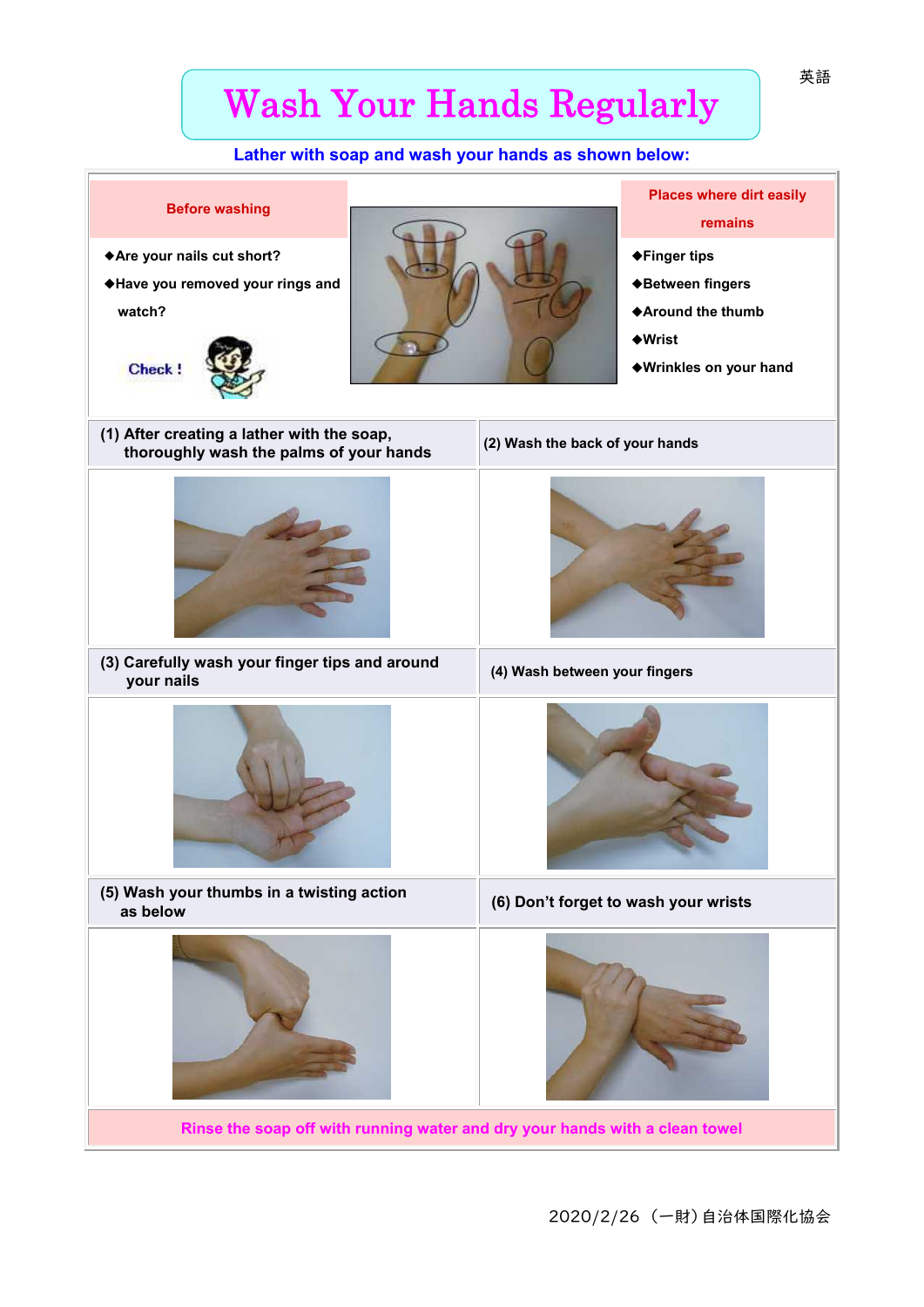英語

# Wash Your Hands Regularly

**Lather with soap and wash your hands as shown below:**

**Before washing**

◆Are your nails cut short?

◆Have you removed your rings and watch?

Check !

**Places where dirt easily remains**

◆Finger tips

◆Between fingers

◆Around the thumb

◆Wrist

◆Wrinkles on your hand

(1) After creating a lather with the soap, thoroughly wash the palms of your hands

(2) Wash the back of your hands

(3) Carefully wash your finger tips and around your nails

(4) Wash between your fingers

(5) Wash your thumbs in a twisting action as below

(6) Don't forget to wash your wrists

**Rinse the soap off with running water and dry your hands with a clean towel**

2020/2/26 （一財）自治体国際化協会